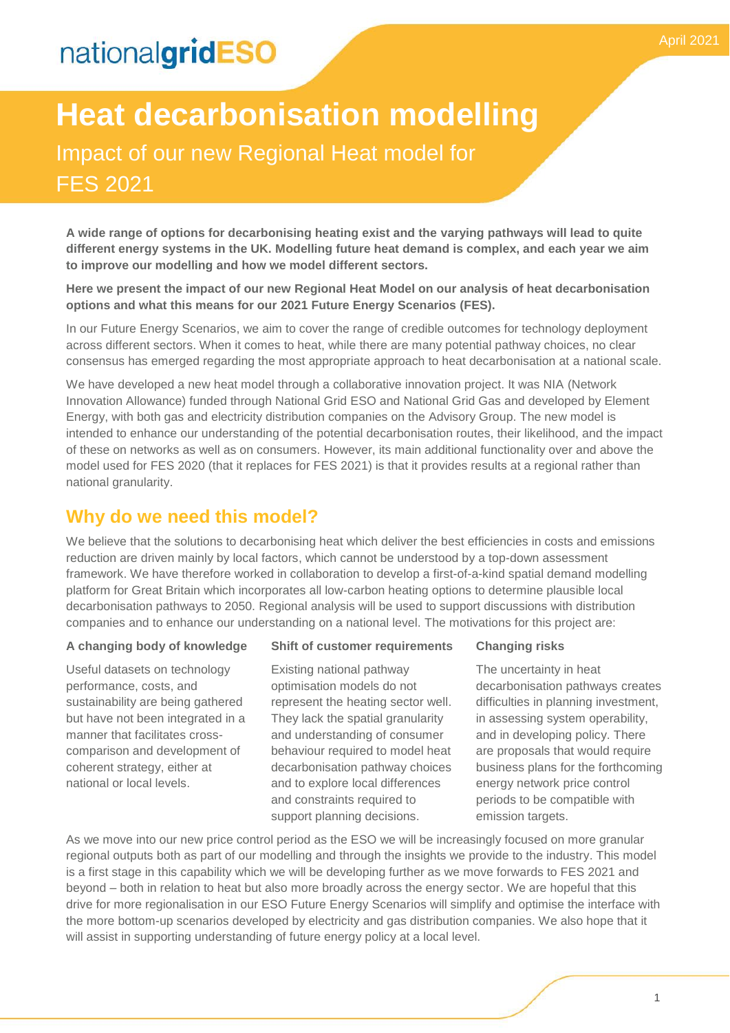# Heat decarbonisation modelling

## Impact of our new Regional Heat model for FES 2021

April 2021

**A wide range of options for decarbonising heating exist and the varying pathways will lead to quite different energy systems in the UK. Modelling future heat demand is complex, and each year we aim to improve our modelling and how we model different sectors.**

**Here we present the impact of our new Regional Heat Model on our analysis of heat decarbonisation options and what this means for our 2021 Future Energy Scenarios (FES).**

In our Future Energy Scenarios, we aim to cover the range of credible outcomes for technology deployment across different sectors. When it comes to heat, while there are many potential pathway choices, no clear consensus has emerged regarding the most appropriate approach to heat decarbonisation at a national scale.

We have developed a new heat model through a collaborative innovation project. It was NIA (Network Innovation Allowance) funded through National Grid ESO and National Grid Gas and developed by Element Energy, with both gas and electricity distribution companies on the Advisory Group. The new model is intended to enhance our understanding of the potential decarbonisation routes, their likelihood, and the impact of these on networks as well as on consumers. However, its main additional functionality over and above the model used for FES 2020 (that it replaces for FES 2021) is that it provides results at a regional rather than national granularity.

## Why do we need this model?

We believe that the solutions to decarbonising heat which deliver the best efficiencies in costs and emissions reduction are driven mainly by local factors, which cannot be understood by a top-down assessment framework. We have therefore worked in collaboration to develop a first-of-a-kind spatial demand modelling platform for Great Britain which incorporates all low-carbon heating options to determine plausible local decarbonisation pathways to 2050. Regional analysis will be used to support discussions with distribution companies and to enhance our understanding on a national level. The motivations for this project are:

#### A changing body of knowledge

Useful datasets on technology performance, costs, and sustainability are being gathered but have not been integrated in a manner that facilitates cross-comparison and development of coherent strategy, either at national or local levels.

#### Shift of customer requirements

Existing national pathway optimisation models do not represent the heating sector well. They lack the spatial granularity and understanding of consumer behaviour required to model heat decarbonisation pathway choices and to explore local differences and constraints required to support planning decisions.

#### Changing risks

The uncertainty in heat decarbonisation pathways creates difficulties in planning investment, in assessing system operability, and in developing policy. There are proposals that would require business plans for the forthcoming energy network price control periods to be compatible with emission targets.

As we move into our new price control period as the ESO we will be increasingly focused on more granular regional outputs both as part of our modelling and through the insights we provide to the industry. This model is a first stage in this capability which we will be developing further as we move forwards to FES 2021 and beyond – both in relation to heat but also more broadly across the energy sector. We are hopeful that this drive for more regionalisation in our ESO Future Energy Scenarios will simplify and optimise the interface with the more bottom-up scenarios developed by electricity and gas distribution companies. We also hope that it will assist in supporting understanding of future energy policy at a local level.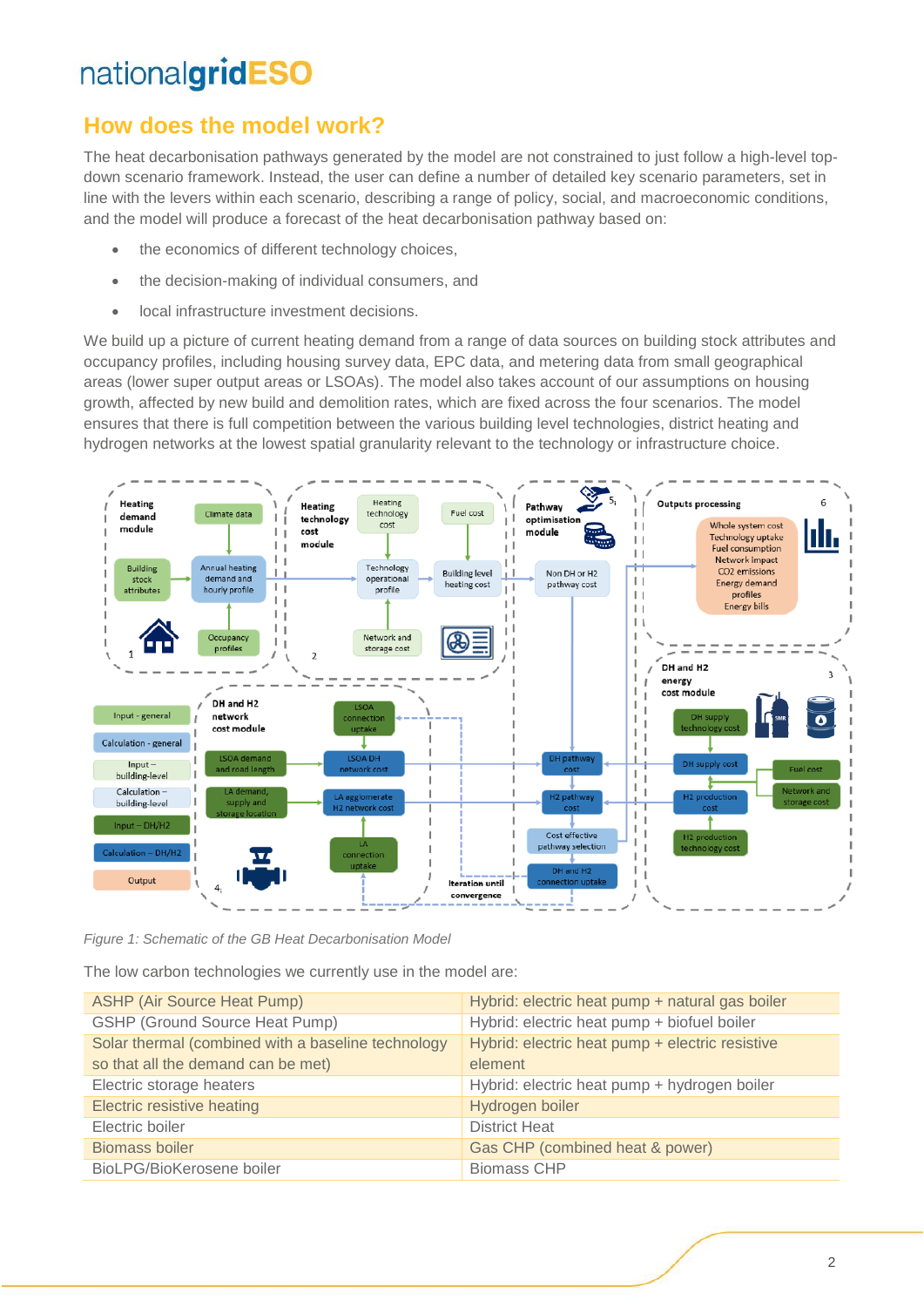## How does the model work?

The heat decarbonisation pathways generated by the model are not constrained to just follow a high-level top-down scenario framework. Instead, the user can define a number of detailed key scenario parameters, set in line with the levers within each scenario, describing a range of policy, social, and macroeconomic conditions, and the model will produce a forecast of the heat decarbonisation pathway based on:

- the economics of different technology choices,
- the decision-making of individual consumers, and
- local infrastructure investment decisions.

We build up a picture of current heating demand from a range of data sources on building stock attributes and occupancy profiles, including housing survey data, EPC data, and metering data from small geographical areas (lower super output areas or LSOAs). The model also takes account of our assumptions on housing growth, affected by new build and demolition rates, which are fixed across the four scenarios. The model ensures that there is full competition between the various building level technologies, district heating and hydrogen networks at the lowest spatial granularity relevant to the technology or infrastructure choice.

*Figure 1: Schematic of the GB Heat Decarbonisation Model*

The low carbon technologies we currently use in the model are:

| | |
|---|---|
| ASHP (Air Source Heat Pump) | Hybrid: electric heat pump + natural gas boiler |
| GSHP (Ground Source Heat Pump) | Hybrid: electric heat pump + biofuel boiler |
| Solar thermal (combined with a baseline technology so that all the demand can be met) | Hybrid: electric heat pump + electric resistive element |
| Electric storage heaters | Hybrid: electric heat pump + hydrogen boiler |
| Electric resistive heating | Hydrogen boiler |
| Electric boiler | District Heat |
| Biomass boiler | Gas CHP (combined heat & power) |
| BioLPG/BioKerosene boiler | Biomass CHP |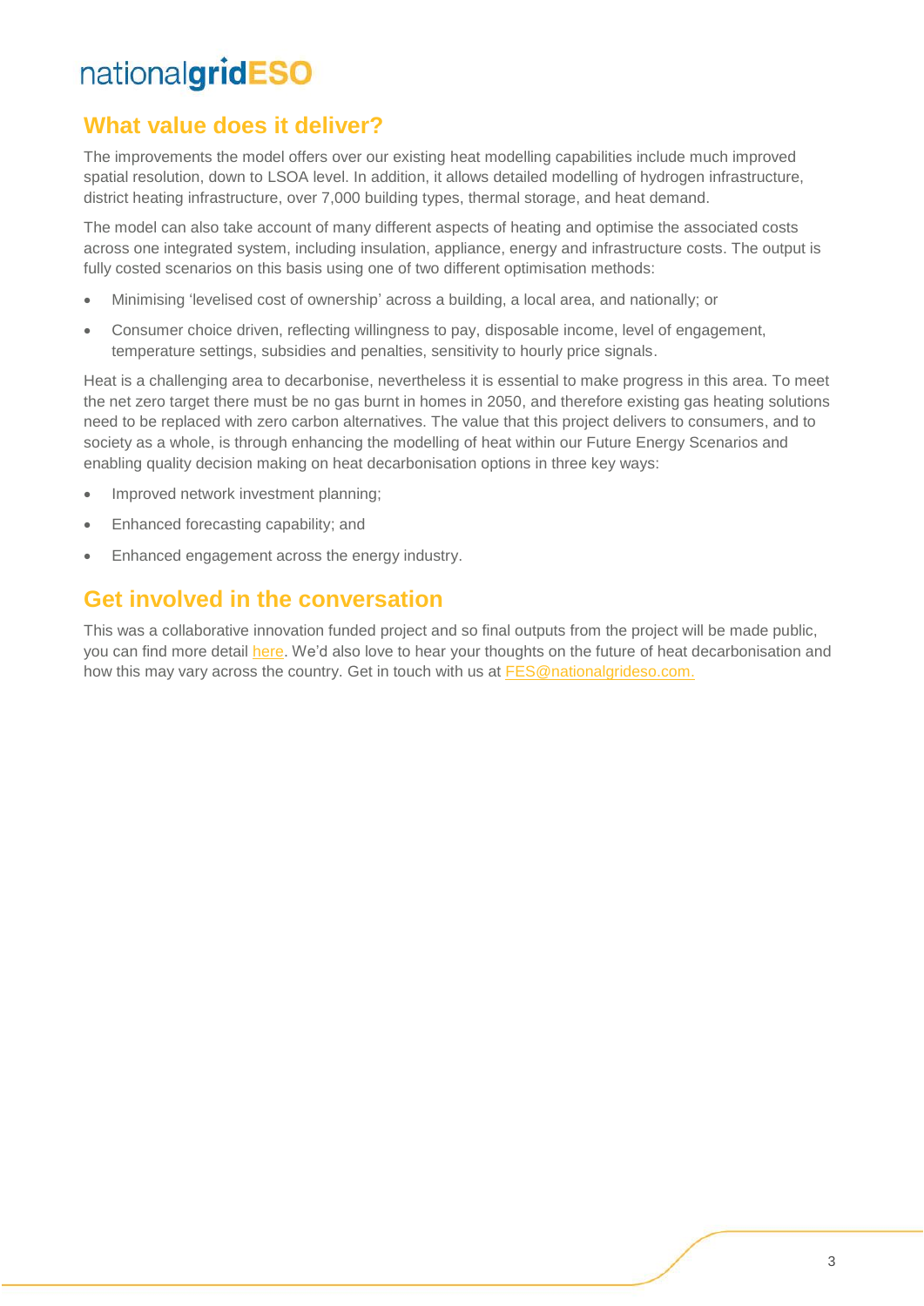## What value does it deliver?

The improvements the model offers over our existing heat modelling capabilities include much improved spatial resolution, down to LSOA level. In addition, it allows detailed modelling of hydrogen infrastructure, district heating infrastructure, over 7,000 building types, thermal storage, and heat demand.

The model can also take account of many different aspects of heating and optimise the associated costs across one integrated system, including insulation, appliance, energy and infrastructure costs. The output is fully costed scenarios on this basis using one of two different optimisation methods:

- Minimising 'levelised cost of ownership' across a building, a local area, and nationally; or
- Consumer choice driven, reflecting willingness to pay, disposable income, level of engagement, temperature settings, subsidies and penalties, sensitivity to hourly price signals.

Heat is a challenging area to decarbonise, nevertheless it is essential to make progress in this area. To meet the net zero target there must be no gas burnt in homes in 2050, and therefore existing gas heating solutions need to be replaced with zero carbon alternatives. The value that this project delivers to consumers, and to society as a whole, is through enhancing the modelling of heat within our Future Energy Scenarios and enabling quality decision making on heat decarbonisation options in three key ways:

- Improved network investment planning;
- Enhanced forecasting capability; and
- Enhanced engagement across the energy industry.

## Get involved in the conversation

This was a collaborative innovation funded project and so final outputs from the project will be made public, you can find more detail here. We'd also love to hear your thoughts on the future of heat decarbonisation and how this may vary across the country. Get in touch with us at FES@nationalgrideso.com.